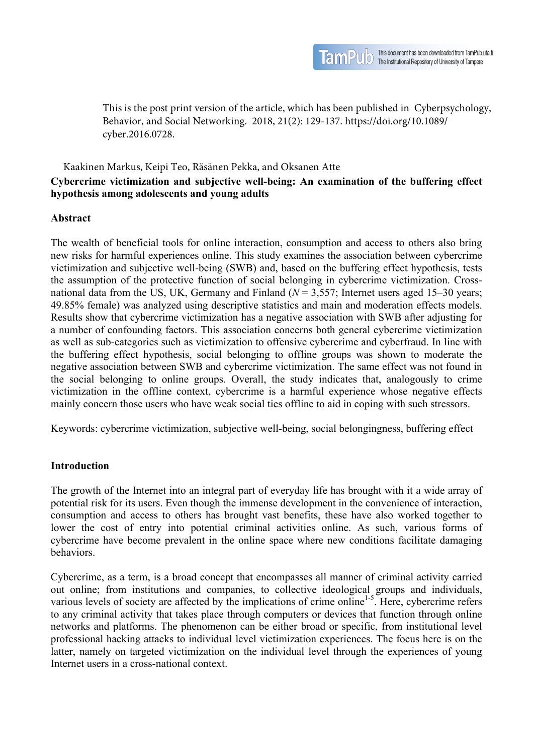This is the post print version of the article, which has been published in Cyberpsychology, Behavior, and Social Networking. 2018, 21(2): 129-137. https://doi.org/10.1089/cyber.2016.0728.

Kaakinen Markus, Keipi Teo, Räsänen Pekka, and Oksanen Atte

# Cybercrime victimization and subjective well-being: An examination of the buffering effect hypothesis among adolescents and young adults

## Abstract

The wealth of beneficial tools for online interaction, consumption and access to others also bring new risks for harmful experiences online. This study examines the association between cybercrime victimization and subjective well-being (SWB) and, based on the buffering effect hypothesis, tests the assumption of the protective function of social belonging in cybercrime victimization. Cross-national data from the US, UK, Germany and Finland (*N* = 3,557; Internet users aged 15–30 years; 49.85% female) was analyzed using descriptive statistics and main and moderation effects models. Results show that cybercrime victimization has a negative association with SWB after adjusting for a number of confounding factors. This association concerns both general cybercrime victimization as well as sub-categories such as victimization to offensive cybercrime and cyberfraud. In line with the buffering effect hypothesis, social belonging to offline groups was shown to moderate the negative association between SWB and cybercrime victimization. The same effect was not found in the social belonging to online groups. Overall, the study indicates that, analogously to crime victimization in the offline context, cybercrime is a harmful experience whose negative effects mainly concern those users who have weak social ties offline to aid in coping with such stressors.

Keywords: cybercrime victimization, subjective well-being, social belongingness, buffering effect

## Introduction

The growth of the Internet into an integral part of everyday life has brought with it a wide array of potential risk for its users. Even though the immense development in the convenience of interaction, consumption and access to others has brought vast benefits, these have also worked together to lower the cost of entry into potential criminal activities online. As such, various forms of cybercrime have become prevalent in the online space where new conditions facilitate damaging behaviors.

Cybercrime, as a term, is a broad concept that encompasses all manner of criminal activity carried out online; from institutions and companies, to collective ideological groups and individuals, various levels of society are affected by the implications of crime online[1-5]. Here, cybercrime refers to any criminal activity that takes place through computers or devices that function through online networks and platforms. The phenomenon can be either broad or specific, from institutional level professional hacking attacks to individual level victimization experiences. The focus here is on the latter, namely on targeted victimization on the individual level through the experiences of young Internet users in a cross-national context.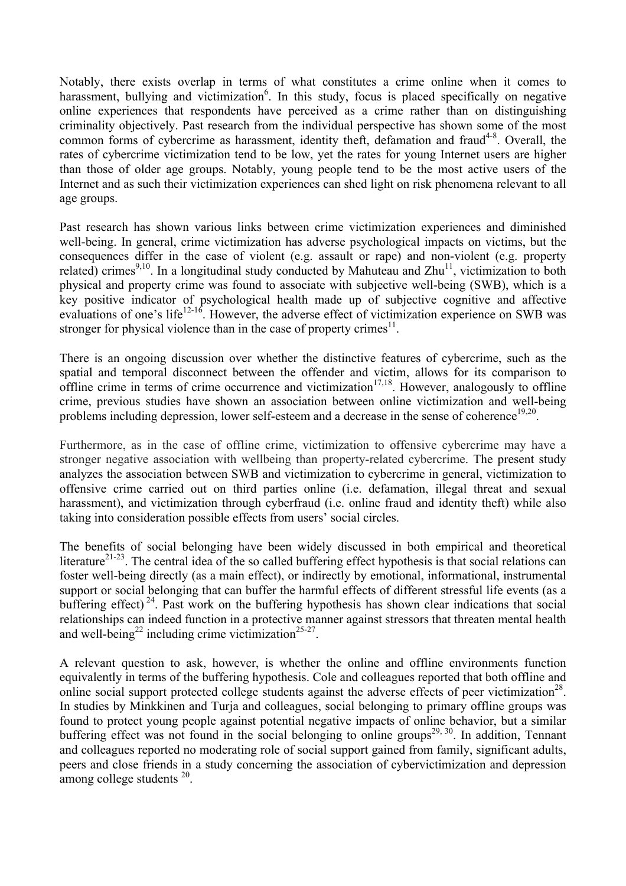Notably, there exists overlap in terms of what constitutes a crime online when it comes to harassment, bullying and victimization[6]. In this study, focus is placed specifically on negative online experiences that respondents have perceived as a crime rather than on distinguishing criminality objectively. Past research from the individual perspective has shown some of the most common forms of cybercrime as harassment, identity theft, defamation and fraud[4-8]. Overall, the rates of cybercrime victimization tend to be low, yet the rates for young Internet users are higher than those of older age groups. Notably, young people tend to be the most active users of the Internet and as such their victimization experiences can shed light on risk phenomena relevant to all age groups.

Past research has shown various links between crime victimization experiences and diminished well-being. In general, crime victimization has adverse psychological impacts on victims, but the consequences differ in the case of violent (e.g. assault or rape) and non-violent (e.g. property related) crimes[9,10]. In a longitudinal study conducted by Mahuteau and Zhu[11], victimization to both physical and property crime was found to associate with subjective well-being (SWB), which is a key positive indicator of psychological health made up of subjective cognitive and affective evaluations of one's life[12-16]. However, the adverse effect of victimization experience on SWB was stronger for physical violence than in the case of property crimes[11].

There is an ongoing discussion over whether the distinctive features of cybercrime, such as the spatial and temporal disconnect between the offender and victim, allows for its comparison to offline crime in terms of crime occurrence and victimization[17,18]. However, analogously to offline crime, previous studies have shown an association between online victimization and well-being problems including depression, lower self-esteem and a decrease in the sense of coherence[19,20].

Furthermore, as in the case of offline crime, victimization to offensive cybercrime may have a stronger negative association with wellbeing than property-related cybercrime. The present study analyzes the association between SWB and victimization to cybercrime in general, victimization to offensive crime carried out on third parties online (i.e. defamation, illegal threat and sexual harassment), and victimization through cyberfraud (i.e. online fraud and identity theft) while also taking into consideration possible effects from users' social circles.

The benefits of social belonging have been widely discussed in both empirical and theoretical literature[21-23]. The central idea of the so called buffering effect hypothesis is that social relations can foster well-being directly (as a main effect), or indirectly by emotional, informational, instrumental support or social belonging that can buffer the harmful effects of different stressful life events (as a buffering effect)[24]. Past work on the buffering hypothesis has shown clear indications that social relationships can indeed function in a protective manner against stressors that threaten mental health and well-being[22] including crime victimization[25-27].

A relevant question to ask, however, is whether the online and offline environments function equivalently in terms of the buffering hypothesis. Cole and colleagues reported that both offline and online social support protected college students against the adverse effects of peer victimization[28]. In studies by Minkkinen and Turja and colleagues, social belonging to primary offline groups was found to protect young people against potential negative impacts of online behavior, but a similar buffering effect was not found in the social belonging to online groups[29, 30]. In addition, Tennant and colleagues reported no moderating role of social support gained from family, significant adults, peers and close friends in a study concerning the association of cybervictimization and depression among college students[20].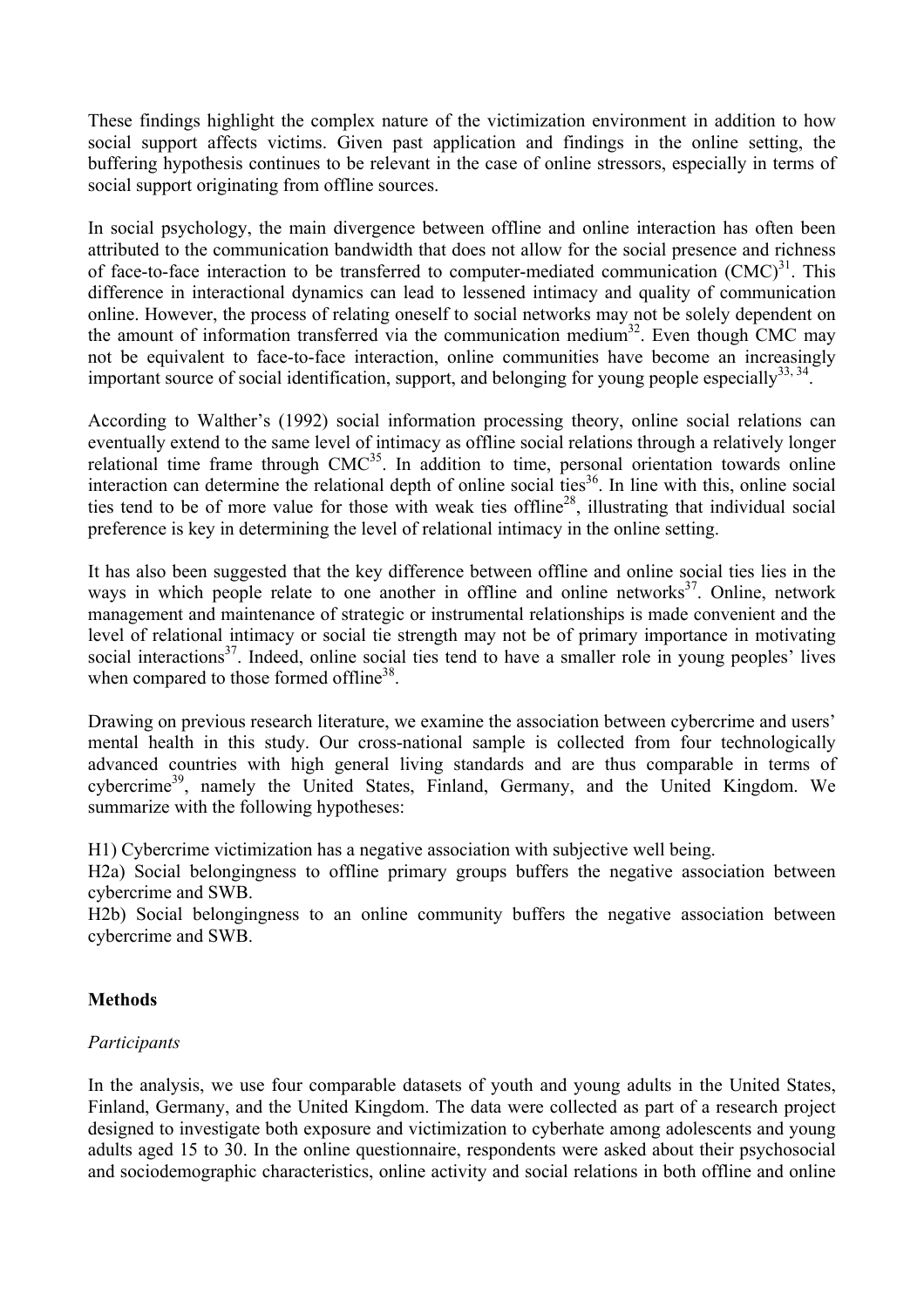These findings highlight the complex nature of the victimization environment in addition to how social support affects victims. Given past application and findings in the online setting, the buffering hypothesis continues to be relevant in the case of online stressors, especially in terms of social support originating from offline sources.

In social psychology, the main divergence between offline and online interaction has often been attributed to the communication bandwidth that does not allow for the social presence and richness of face-to-face interaction to be transferred to computer-mediated communication (CMC)[31]. This difference in interactional dynamics can lead to lessened intimacy and quality of communication online. However, the process of relating oneself to social networks may not be solely dependent on the amount of information transferred via the communication medium[32]. Even though CMC may not be equivalent to face-to-face interaction, online communities have become an increasingly important source of social identification, support, and belonging for young people especially[33, 34].

According to Walther's (1992) social information processing theory, online social relations can eventually extend to the same level of intimacy as offline social relations through a relatively longer relational time frame through CMC[35]. In addition to time, personal orientation towards online interaction can determine the relational depth of online social ties[36]. In line with this, online social ties tend to be of more value for those with weak ties offline[28], illustrating that individual social preference is key in determining the level of relational intimacy in the online setting.

It has also been suggested that the key difference between offline and online social ties lies in the ways in which people relate to one another in offline and online networks[37]. Online, network management and maintenance of strategic or instrumental relationships is made convenient and the level of relational intimacy or social tie strength may not be of primary importance in motivating social interactions[37]. Indeed, online social ties tend to have a smaller role in young peoples' lives when compared to those formed offline[38].

Drawing on previous research literature, we examine the association between cybercrime and users' mental health in this study. Our cross-national sample is collected from four technologically advanced countries with high general living standards and are thus comparable in terms of cybercrime[39], namely the United States, Finland, Germany, and the United Kingdom. We summarize with the following hypotheses:

H1) Cybercrime victimization has a negative association with subjective well being.
H2a) Social belongingness to offline primary groups buffers the negative association between cybercrime and SWB.
H2b) Social belongingness to an online community buffers the negative association between cybercrime and SWB.

## Methods

*Participants*

In the analysis, we use four comparable datasets of youth and young adults in the United States, Finland, Germany, and the United Kingdom. The data were collected as part of a research project designed to investigate both exposure and victimization to cyberhate among adolescents and young adults aged 15 to 30. In the online questionnaire, respondents were asked about their psychosocial and sociodemographic characteristics, online activity and social relations in both offline and online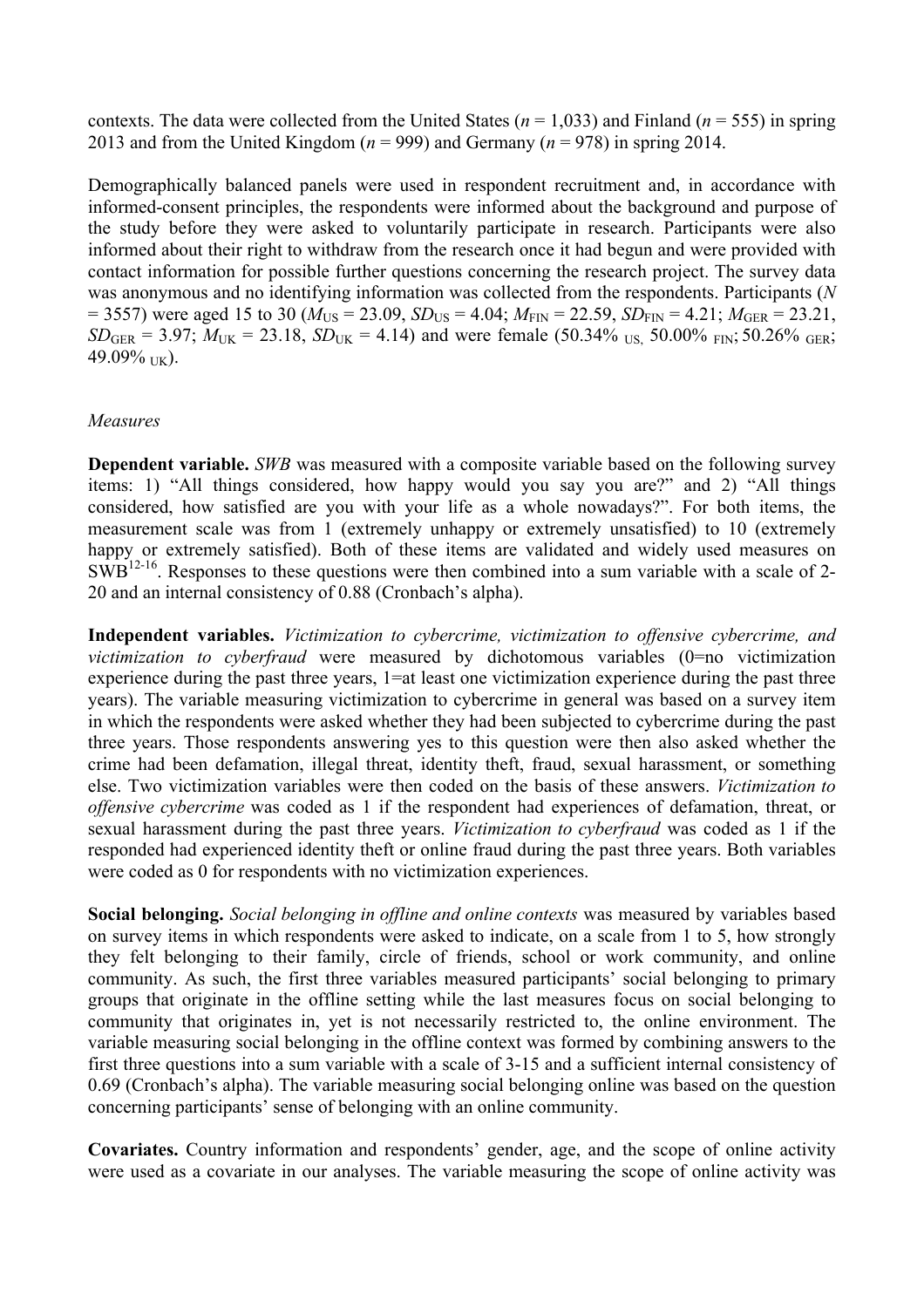contexts. The data were collected from the United States ($n$ = 1,033) and Finland ($n$ = 555) in spring 2013 and from the United Kingdom ($n$ = 999) and Germany ($n$ = 978) in spring 2014.

Demographically balanced panels were used in respondent recruitment and, in accordance with informed-consent principles, the respondents were informed about the background and purpose of the study before they were asked to voluntarily participate in research. Participants were also informed about their right to withdraw from the research once it had begun and were provided with contact information for possible further questions concerning the research project. The survey data was anonymous and no identifying information was collected from the respondents. Participants ($N$ = 3557) were aged 15 to 30 ($M_{US}$ = 23.09, $SD_{US}$ = 4.04; $M_{FIN}$ = 22.59, $SD_{FIN}$ = 4.21; $M_{GER}$ = 23.21, $SD_{GER}$ = 3.97; $M_{UK}$ = 23.18, $SD_{UK}$ = 4.14) and were female (50.34% $_{US}$, 50.00% $_{FIN}$; 50.26% $_{GER}$; 49.09% $_{UK}$).

*Measures*

**Dependent variable.** *SWB* was measured with a composite variable based on the following survey items: 1) "All things considered, how happy would you say you are?" and 2) "All things considered, how satisfied are you with your life as a whole nowadays?". For both items, the measurement scale was from 1 (extremely unhappy or extremely unsatisfied) to 10 (extremely happy or extremely satisfied). Both of these items are validated and widely used measures on SWB[12-16]. Responses to these questions were then combined into a sum variable with a scale of 2-20 and an internal consistency of 0.88 (Cronbach's alpha).

**Independent variables.** *Victimization to cybercrime, victimization to offensive cybercrime, and victimization to cyberfraud* were measured by dichotomous variables (0=no victimization experience during the past three years, 1=at least one victimization experience during the past three years). The variable measuring victimization to cybercrime in general was based on a survey item in which the respondents were asked whether they had been subjected to cybercrime during the past three years. Those respondents answering yes to this question were then also asked whether the crime had been defamation, illegal threat, identity theft, fraud, sexual harassment, or something else. Two victimization variables were then coded on the basis of these answers. *Victimization to offensive cybercrime* was coded as 1 if the respondent had experiences of defamation, threat, or sexual harassment during the past three years. *Victimization to cyberfraud* was coded as 1 if the responded had experienced identity theft or online fraud during the past three years. Both variables were coded as 0 for respondents with no victimization experiences.

**Social belonging.** *Social belonging in offline and online contexts* was measured by variables based on survey items in which respondents were asked to indicate, on a scale from 1 to 5, how strongly they felt belonging to their family, circle of friends, school or work community, and online community. As such, the first three variables measured participants' social belonging to primary groups that originate in the offline setting while the last measures focus on social belonging to community that originates in, yet is not necessarily restricted to, the online environment. The variable measuring social belonging in the offline context was formed by combining answers to the first three questions into a sum variable with a scale of 3-15 and a sufficient internal consistency of 0.69 (Cronbach's alpha). The variable measuring social belonging online was based on the question concerning participants' sense of belonging with an online community.

**Covariates.** Country information and respondents' gender, age, and the scope of online activity were used as a covariate in our analyses. The variable measuring the scope of online activity was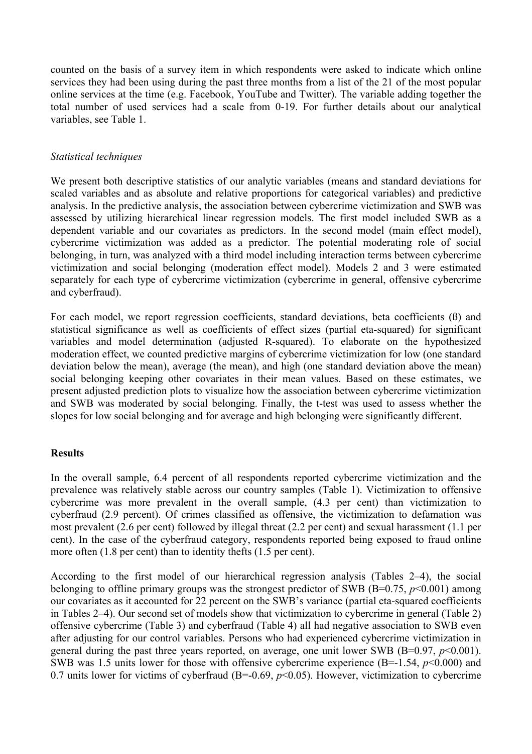counted on the basis of a survey item in which respondents were asked to indicate which online services they had been using during the past three months from a list of the 21 of the most popular online services at the time (e.g. Facebook, YouTube and Twitter). The variable adding together the total number of used services had a scale from 0-19. For further details about our analytical variables, see Table 1.

*Statistical techniques*

We present both descriptive statistics of our analytic variables (means and standard deviations for scaled variables and as absolute and relative proportions for categorical variables) and predictive analysis. In the predictive analysis, the association between cybercrime victimization and SWB was assessed by utilizing hierarchical linear regression models. The first model included SWB as a dependent variable and our covariates as predictors. In the second model (main effect model), cybercrime victimization was added as a predictor. The potential moderating role of social belonging, in turn, was analyzed with a third model including interaction terms between cybercrime victimization and social belonging (moderation effect model). Models 2 and 3 were estimated separately for each type of cybercrime victimization (cybercrime in general, offensive cybercrime and cyberfraud).

For each model, we report regression coefficients, standard deviations, beta coefficients (ß) and statistical significance as well as coefficients of effect sizes (partial eta-squared) for significant variables and model determination (adjusted R-squared). To elaborate on the hypothesized moderation effect, we counted predictive margins of cybercrime victimization for low (one standard deviation below the mean), average (the mean), and high (one standard deviation above the mean) social belonging keeping other covariates in their mean values. Based on these estimates, we present adjusted prediction plots to visualize how the association between cybercrime victimization and SWB was moderated by social belonging. Finally, the t-test was used to assess whether the slopes for low social belonging and for average and high belonging were significantly different.

**Results**

In the overall sample, 6.4 percent of all respondents reported cybercrime victimization and the prevalence was relatively stable across our country samples (Table 1). Victimization to offensive cybercrime was more prevalent in the overall sample, (4.3 per cent) than victimization to cyberfraud (2.9 percent). Of crimes classified as offensive, the victimization to defamation was most prevalent (2.6 per cent) followed by illegal threat (2.2 per cent) and sexual harassment (1.1 per cent). In the case of the cyberfraud category, respondents reported being exposed to fraud online more often (1.8 per cent) than to identity thefts (1.5 per cent).

According to the first model of our hierarchical regression analysis (Tables 2–4), the social belonging to offline primary groups was the strongest predictor of SWB (B=0.75, $p<0.001$) among our covariates as it accounted for 22 percent on the SWB's variance (partial eta-squared coefficients in Tables 2–4). Our second set of models show that victimization to cybercrime in general (Table 2) offensive cybercrime (Table 3) and cyberfraud (Table 4) all had negative association to SWB even after adjusting for our control variables. Persons who had experienced cybercrime victimization in general during the past three years reported, on average, one unit lower SWB (B=0.97, $p<0.001$). SWB was 1.5 units lower for those with offensive cybercrime experience (B=-1.54, $p<0.000$) and 0.7 units lower for victims of cyberfraud (B=-0.69, $p<0.05$). However, victimization to cybercrime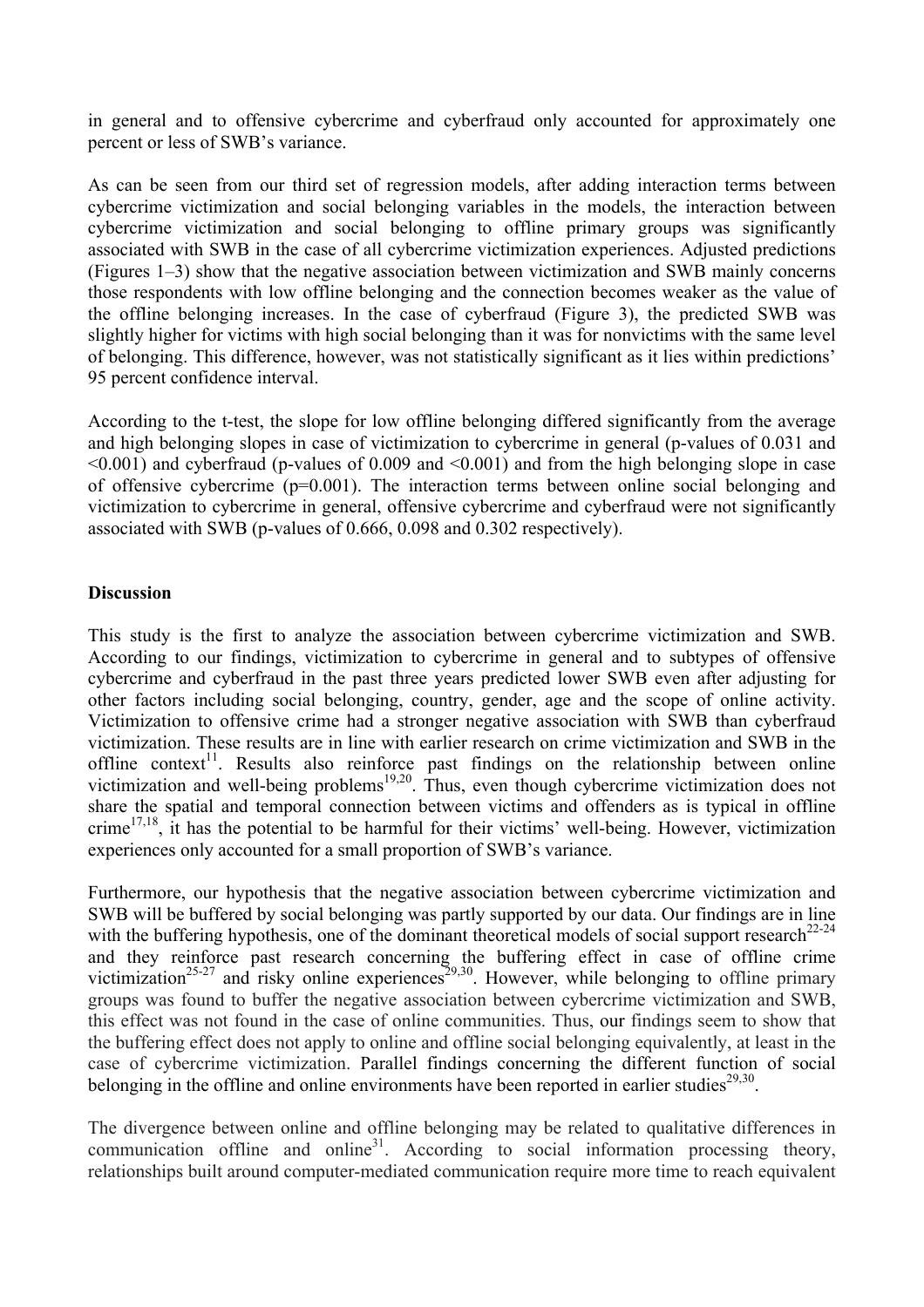in general and to offensive cybercrime and cyberfraud only accounted for approximately one percent or less of SWB's variance.

As can be seen from our third set of regression models, after adding interaction terms between cybercrime victimization and social belonging variables in the models, the interaction between cybercrime victimization and social belonging to offline primary groups was significantly associated with SWB in the case of all cybercrime victimization experiences. Adjusted predictions (Figures 1–3) show that the negative association between victimization and SWB mainly concerns those respondents with low offline belonging and the connection becomes weaker as the value of the offline belonging increases. In the case of cyberfraud (Figure 3), the predicted SWB was slightly higher for victims with high social belonging than it was for nonvictims with the same level of belonging. This difference, however, was not statistically significant as it lies within predictions' 95 percent confidence interval.

According to the t-test, the slope for low offline belonging differed significantly from the average and high belonging slopes in case of victimization to cybercrime in general (p-values of 0.031 and <0.001) and cyberfraud (p-values of 0.009 and <0.001) and from the high belonging slope in case of offensive cybercrime (p=0.001). The interaction terms between online social belonging and victimization to cybercrime in general, offensive cybercrime and cyberfraud were not significantly associated with SWB (p-values of 0.666, 0.098 and 0.302 respectively).

## Discussion

This study is the first to analyze the association between cybercrime victimization and SWB. According to our findings, victimization to cybercrime in general and to subtypes of offensive cybercrime and cyberfraud in the past three years predicted lower SWB even after adjusting for other factors including social belonging, country, gender, age and the scope of online activity. Victimization to offensive crime had a stronger negative association with SWB than cyberfraud victimization. These results are in line with earlier research on crime victimization and SWB in the offline context[11]. Results also reinforce past findings on the relationship between online victimization and well-being problems[19,20]. Thus, even though cybercrime victimization does not share the spatial and temporal connection between victims and offenders as is typical in offline crime[17,18], it has the potential to be harmful for their victims' well-being. However, victimization experiences only accounted for a small proportion of SWB's variance.

Furthermore, our hypothesis that the negative association between cybercrime victimization and SWB will be buffered by social belonging was partly supported by our data. Our findings are in line with the buffering hypothesis, one of the dominant theoretical models of social support research[22-24] and they reinforce past research concerning the buffering effect in case of offline crime victimization[25-27] and risky online experiences[29,30]. However, while belonging to offline primary groups was found to buffer the negative association between cybercrime victimization and SWB, this effect was not found in the case of online communities. Thus, our findings seem to show that the buffering effect does not apply to online and offline social belonging equivalently, at least in the case of cybercrime victimization. Parallel findings concerning the different function of social belonging in the offline and online environments have been reported in earlier studies[29,30].

The divergence between online and offline belonging may be related to qualitative differences in communication offline and online[31]. According to social information processing theory, relationships built around computer-mediated communication require more time to reach equivalent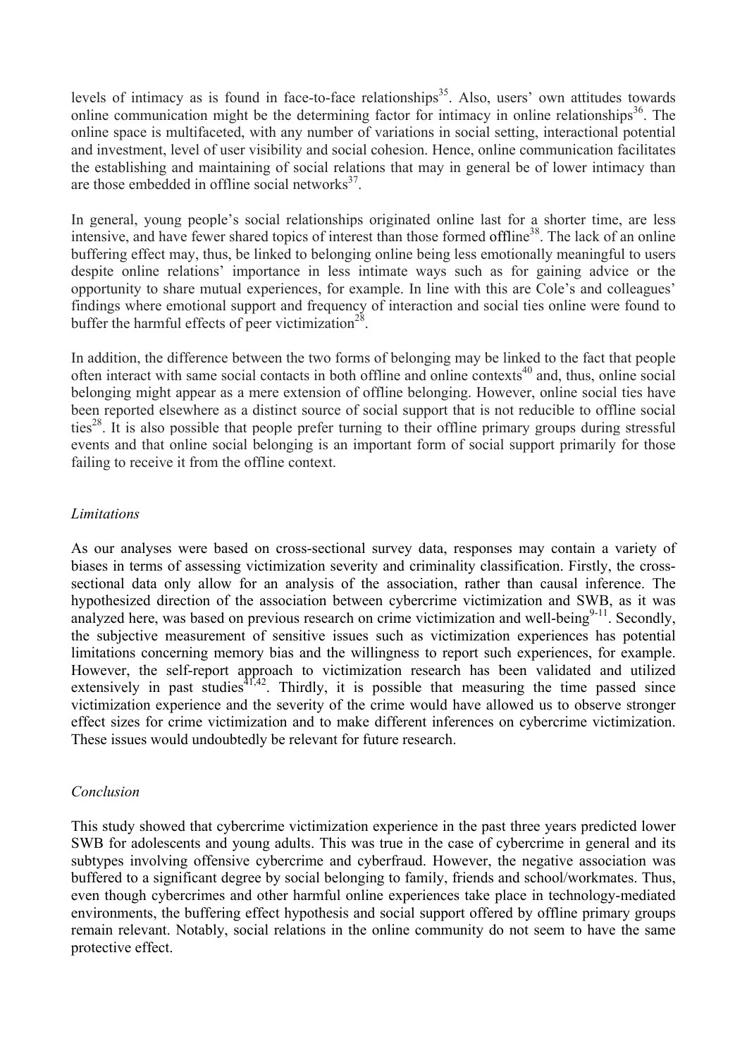levels of intimacy as is found in face-to-face relationships[35]. Also, users' own attitudes towards online communication might be the determining factor for intimacy in online relationships[36]. The online space is multifaceted, with any number of variations in social setting, interactional potential and investment, level of user visibility and social cohesion. Hence, online communication facilitates the establishing and maintaining of social relations that may in general be of lower intimacy than are those embedded in offline social networks[37].

In general, young people's social relationships originated online last for a shorter time, are less intensive, and have fewer shared topics of interest than those formed offline[38]. The lack of an online buffering effect may, thus, be linked to belonging online being less emotionally meaningful to users despite online relations' importance in less intimate ways such as for gaining advice or the opportunity to share mutual experiences, for example. In line with this are Cole's and colleagues' findings where emotional support and frequency of interaction and social ties online were found to buffer the harmful effects of peer victimization[28].

In addition, the difference between the two forms of belonging may be linked to the fact that people often interact with same social contacts in both offline and online contexts[40] and, thus, online social belonging might appear as a mere extension of offline belonging. However, online social ties have been reported elsewhere as a distinct source of social support that is not reducible to offline social ties[28]. It is also possible that people prefer turning to their offline primary groups during stressful events and that online social belonging is an important form of social support primarily for those failing to receive it from the offline context.

*Limitations*

As our analyses were based on cross-sectional survey data, responses may contain a variety of biases in terms of assessing victimization severity and criminality classification. Firstly, the cross-sectional data only allow for an analysis of the association, rather than causal inference. The hypothesized direction of the association between cybercrime victimization and SWB, as it was analyzed here, was based on previous research on crime victimization and well-being[9-11]. Secondly, the subjective measurement of sensitive issues such as victimization experiences has potential limitations concerning memory bias and the willingness to report such experiences, for example. However, the self-report approach to victimization research has been validated and utilized extensively in past studies[41,42]. Thirdly, it is possible that measuring the time passed since victimization experience and the severity of the crime would have allowed us to observe stronger effect sizes for crime victimization and to make different inferences on cybercrime victimization. These issues would undoubtedly be relevant for future research.

*Conclusion*

This study showed that cybercrime victimization experience in the past three years predicted lower SWB for adolescents and young adults. This was true in the case of cybercrime in general and its subtypes involving offensive cybercrime and cyberfraud. However, the negative association was buffered to a significant degree by social belonging to family, friends and school/workmates. Thus, even though cybercrimes and other harmful online experiences take place in technology-mediated environments, the buffering effect hypothesis and social support offered by offline primary groups remain relevant. Notably, social relations in the online community do not seem to have the same protective effect.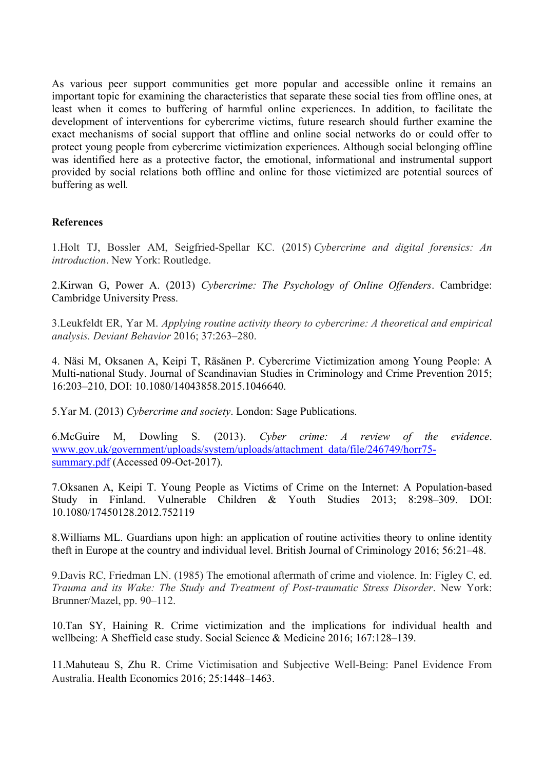As various peer support communities get more popular and accessible online it remains an important topic for examining the characteristics that separate these social ties from offline ones, at least when it comes to buffering of harmful online experiences. In addition, to facilitate the development of interventions for cybercrime victims, future research should further examine the exact mechanisms of social support that offline and online social networks do or could offer to protect young people from cybercrime victimization experiences. Although social belonging offline was identified here as a protective factor, the emotional, informational and instrumental support provided by social relations both offline and online for those victimized are potential sources of buffering as well.

**References**

1.Holt TJ, Bossler AM, Seigfried-Spellar KC. (2015) *Cybercrime and digital forensics: An introduction*. New York: Routledge.

2.Kirwan G, Power A. (2013) *Cybercrime: The Psychology of Online Offenders*. Cambridge: Cambridge University Press.

3.Leukfeldt ER, Yar M. *Applying routine activity theory to cybercrime: A theoretical and empirical analysis. Deviant Behavior* 2016; 37:263–280.

4. Näsi M, Oksanen A, Keipi T, Räsänen P. Cybercrime Victimization among Young People: A Multi-national Study. Journal of Scandinavian Studies in Criminology and Crime Prevention 2015; 16:203–210, DOI: 10.1080/14043858.2015.1046640.

5.Yar M. (2013) *Cybercrime and society*. London: Sage Publications.

6.McGuire M, Dowling S. (2013). *Cyber crime: A review of the evidence*. www.gov.uk/government/uploads/system/uploads/attachment_data/file/246749/horr75-summary.pdf (Accessed 09-Oct-2017).

7.Oksanen A, Keipi T. Young People as Victims of Crime on the Internet: A Population-based Study in Finland. Vulnerable Children & Youth Studies 2013; 8:298–309. DOI: 10.1080/17450128.2012.752119

8.Williams ML. Guardians upon high: an application of routine activities theory to online identity theft in Europe at the country and individual level. British Journal of Criminology 2016; 56:21–48.

9.Davis RC, Friedman LN. (1985) The emotional aftermath of crime and violence. In: Figley C, ed. *Trauma and its Wake: The Study and Treatment of Post-traumatic Stress Disorder*. New York: Brunner/Mazel, pp. 90–112.

10.Tan SY, Haining R. Crime victimization and the implications for individual health and wellbeing: A Sheffield case study. Social Science & Medicine 2016; 167:128–139.

11.Mahuteau S, Zhu R. Crime Victimisation and Subjective Well-Being: Panel Evidence From Australia. Health Economics 2016; 25:1448–1463.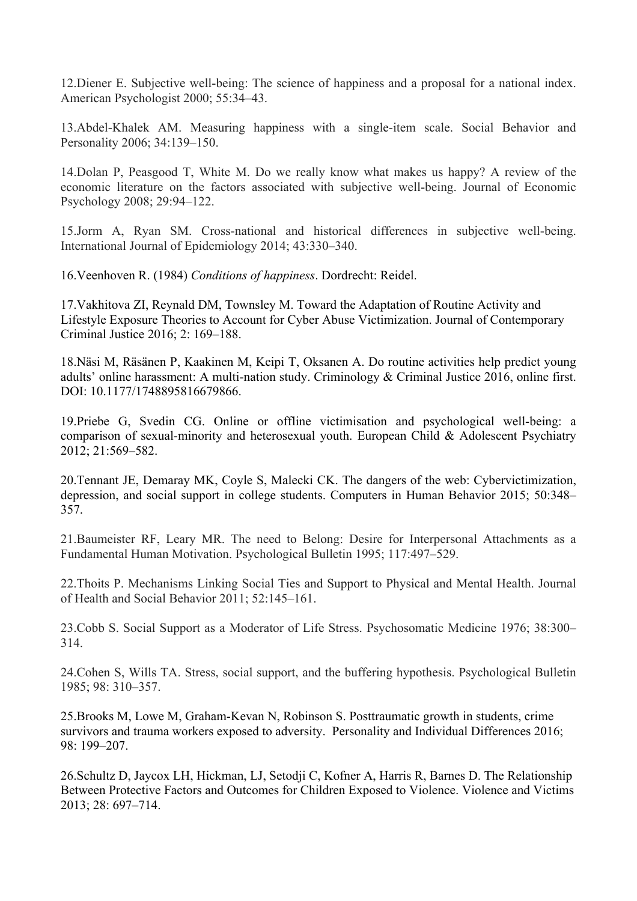12.Diener E. Subjective well-being: The science of happiness and a proposal for a national index. American Psychologist 2000; 55:34–43.

13.Abdel-Khalek AM. Measuring happiness with a single-item scale. Social Behavior and Personality 2006; 34:139–150.

14.Dolan P, Peasgood T, White M. Do we really know what makes us happy? A review of the economic literature on the factors associated with subjective well-being. Journal of Economic Psychology 2008; 29:94–122.

15.Jorm A, Ryan SM. Cross-national and historical differences in subjective well-being. International Journal of Epidemiology 2014; 43:330–340.

16.Veenhoven R. (1984) *Conditions of happiness*. Dordrecht: Reidel.

17.Vakhitova ZI, Reynald DM, Townsley M. Toward the Adaptation of Routine Activity and Lifestyle Exposure Theories to Account for Cyber Abuse Victimization. Journal of Contemporary Criminal Justice 2016; 2: 169–188.

18.Näsi M, Räsänen P, Kaakinen M, Keipi T, Oksanen A. Do routine activities help predict young adults' online harassment: A multi-nation study. Criminology & Criminal Justice 2016, online first. DOI: 10.1177/1748895816679866.

19.Priebe G, Svedin CG. Online or offline victimisation and psychological well-being: a comparison of sexual-minority and heterosexual youth. European Child & Adolescent Psychiatry 2012; 21:569–582.

20.Tennant JE, Demaray MK, Coyle S, Malecki CK. The dangers of the web: Cybervictimization, depression, and social support in college students. Computers in Human Behavior 2015; 50:348–357.

21.Baumeister RF, Leary MR. The need to Belong: Desire for Interpersonal Attachments as a Fundamental Human Motivation. Psychological Bulletin 1995; 117:497–529.

22.Thoits P. Mechanisms Linking Social Ties and Support to Physical and Mental Health. Journal of Health and Social Behavior 2011; 52:145–161.

23.Cobb S. Social Support as a Moderator of Life Stress. Psychosomatic Medicine 1976; 38:300–314.

24.Cohen S, Wills TA. Stress, social support, and the buffering hypothesis. Psychological Bulletin 1985; 98: 310–357.

25.Brooks M, Lowe M, Graham-Kevan N, Robinson S. Posttraumatic growth in students, crime survivors and trauma workers exposed to adversity. Personality and Individual Differences 2016; 98: 199–207.

26.Schultz D, Jaycox LH, Hickman, LJ, Setodji C, Kofner A, Harris R, Barnes D. The Relationship Between Protective Factors and Outcomes for Children Exposed to Violence. Violence and Victims 2013; 28: 697–714.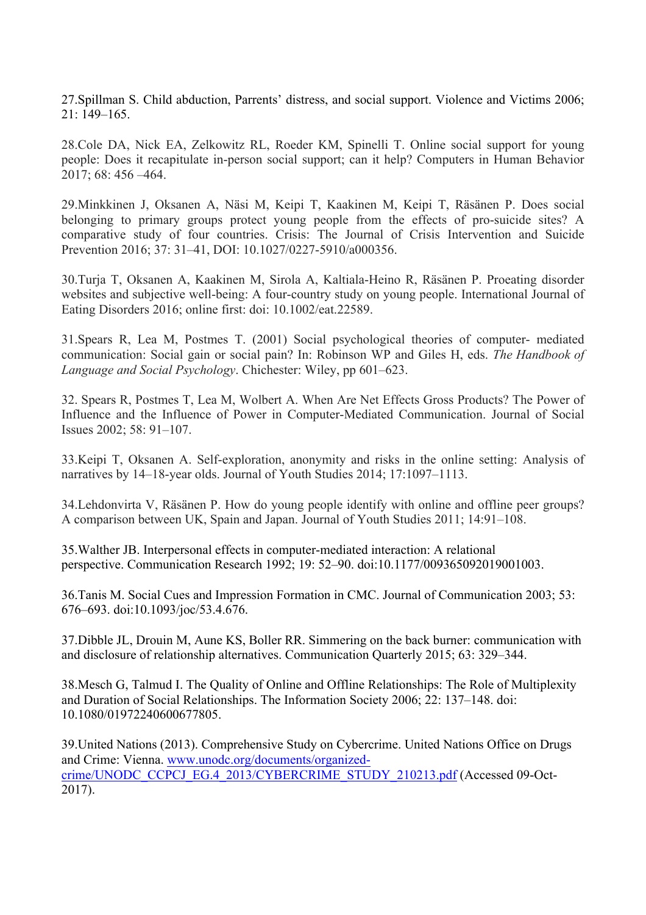27.Spillman S. Child abduction, Parrents' distress, and social support. Violence and Victims 2006; 21: 149–165.

28.Cole DA, Nick EA, Zelkowitz RL, Roeder KM, Spinelli T. Online social support for young people: Does it recapitulate in-person social support; can it help? Computers in Human Behavior 2017; 68: 456 –464.

29.Minkkinen J, Oksanen A, Näsi M, Keipi T, Kaakinen M, Keipi T, Räsänen P. Does social belonging to primary groups protect young people from the effects of pro-suicide sites? A comparative study of four countries. Crisis: The Journal of Crisis Intervention and Suicide Prevention 2016; 37: 31–41, DOI: 10.1027/0227-5910/a000356.

30.Turja T, Oksanen A, Kaakinen M, Sirola A, Kaltiala-Heino R, Räsänen P. Proeating disorder websites and subjective well-being: A four-country study on young people. International Journal of Eating Disorders 2016; online first: doi: 10.1002/eat.22589.

31.Spears R, Lea M, Postmes T. (2001) Social psychological theories of computer- mediated communication: Social gain or social pain? In: Robinson WP and Giles H, eds. *The Handbook of Language and Social Psychology*. Chichester: Wiley, pp 601–623.

32. Spears R, Postmes T, Lea M, Wolbert A. When Are Net Effects Gross Products? The Power of Influence and the Influence of Power in Computer-Mediated Communication. Journal of Social Issues 2002; 58: 91–107.

33.Keipi T, Oksanen A. Self-exploration, anonymity and risks in the online setting: Analysis of narratives by 14–18-year olds. Journal of Youth Studies 2014; 17:1097–1113.

34.Lehdonvirta V, Räsänen P. How do young people identify with online and offline peer groups? A comparison between UK, Spain and Japan. Journal of Youth Studies 2011; 14:91–108.

35.Walther JB. Interpersonal effects in computer-mediated interaction: A relational perspective. Communication Research 1992; 19: 52–90. doi:10.1177/009365092019001003.

36.Tanis M. Social Cues and Impression Formation in CMC. Journal of Communication 2003; 53: 676–693. doi:10.1093/joc/53.4.676.

37.Dibble JL, Drouin M, Aune KS, Boller RR. Simmering on the back burner: communication with and disclosure of relationship alternatives. Communication Quarterly 2015; 63: 329–344.

38.Mesch G, Talmud I. The Quality of Online and Offline Relationships: The Role of Multiplexity and Duration of Social Relationships. The Information Society 2006; 22: 137–148. doi: 10.1080/01972240600677805.

39.United Nations (2013). Comprehensive Study on Cybercrime. United Nations Office on Drugs and Crime: Vienna. www.unodc.org/documents/organized-crime/UNODC_CCPCJ_EG.4_2013/CYBERCRIME_STUDY_210213.pdf (Accessed 09-Oct-2017).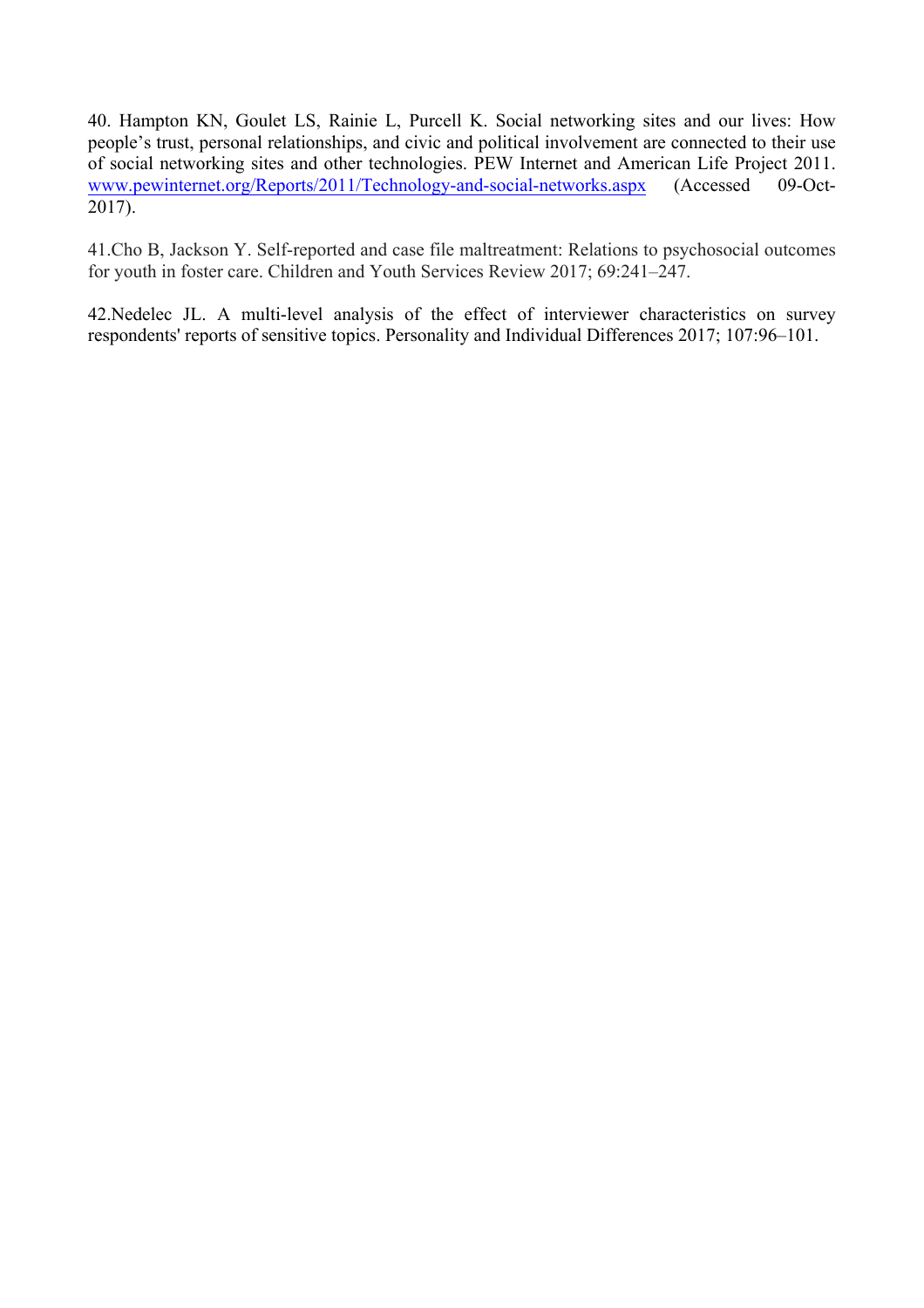40. Hampton KN, Goulet LS, Rainie L, Purcell K. Social networking sites and our lives: How people's trust, personal relationships, and civic and political involvement are connected to their use of social networking sites and other technologies. PEW Internet and American Life Project 2011. [www.pewinternet.org/Reports/2011/Technology-and-social-networks.aspx](www.pewinternet.org/Reports/2011/Technology-and-social-networks.aspx) (Accessed 09-Oct-2017).

41.Cho B, Jackson Y. Self-reported and case file maltreatment: Relations to psychosocial outcomes for youth in foster care. Children and Youth Services Review 2017; 69:241–247.

42.Nedelec JL. A multi-level analysis of the effect of interviewer characteristics on survey respondents' reports of sensitive topics. Personality and Individual Differences 2017; 107:96–101.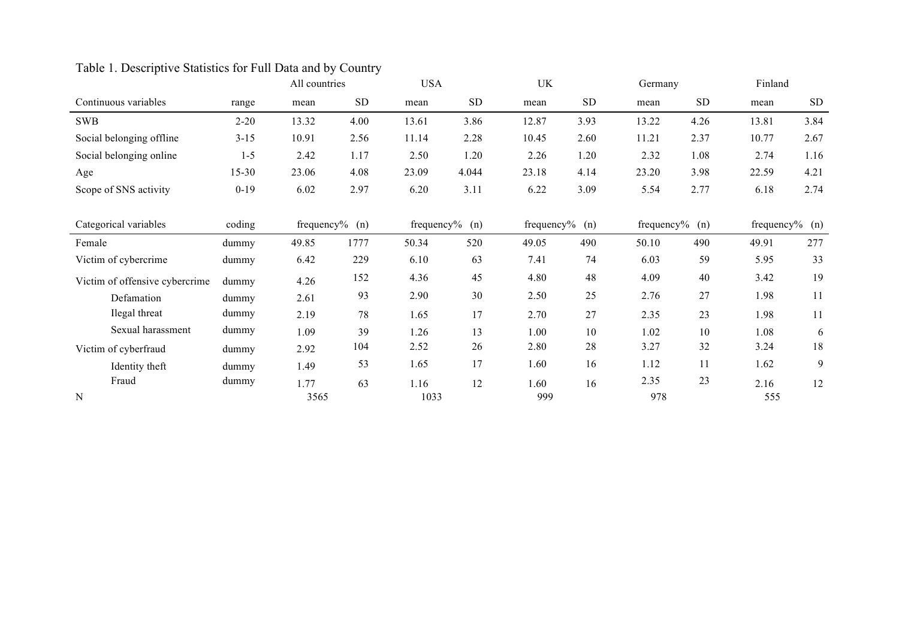Table 1. Descriptive Statistics for Full Data and by Country

| | | All countries | | USA | | UK | | Germany | | Finland | |
|---|---|---|---|---|---|---|---|---|---|---|---|
| Continuous variables | range | mean | SD | mean | SD | mean | SD | mean | SD | mean | SD |
| SWB | 2-20 | 13.32 | 4.00 | 13.61 | 3.86 | 12.87 | 3.93 | 13.22 | 4.26 | 13.81 | 3.84 |
| Social belonging offline | 3-15 | 10.91 | 2.56 | 11.14 | 2.28 | 10.45 | 2.60 | 11.21 | 2.37 | 10.77 | 2.67 |
| Social belonging online | 1-5 | 2.42 | 1.17 | 2.50 | 1.20 | 2.26 | 1.20 | 2.32 | 1.08 | 2.74 | 1.16 |
| Age | 15-30 | 23.06 | 4.08 | 23.09 | 4.044 | 23.18 | 4.14 | 23.20 | 3.98 | 22.59 | 4.21 |
| Scope of SNS activity | 0-19 | 6.02 | 2.97 | 6.20 | 3.11 | 6.22 | 3.09 | 5.54 | 2.77 | 6.18 | 2.74 |
| | | | | | | | | | | | |
| Categorical variables | coding | frequency% | (n) | frequency% | (n) | frequency% | (n) | frequency% | (n) | frequency% | (n) |
| Female | dummy | 49.85 | 1777 | 50.34 | 520 | 49.05 | 490 | 50.10 | 490 | 49.91 | 277 |
| Victim of cybercrime | dummy | 6.42 | 229 | 6.10 | 63 | 7.41 | 74 | 6.03 | 59 | 5.95 | 33 |
| Victim of offensive cybercrime | dummy | 4.26 | 152 | 4.36 | 45 | 4.80 | 48 | 4.09 | 40 | 3.42 | 19 |
| Defamation | dummy | 2.61 | 93 | 2.90 | 30 | 2.50 | 25 | 2.76 | 27 | 1.98 | 11 |
| Ilegal threat | dummy | 2.19 | 78 | 1.65 | 17 | 2.70 | 27 | 2.35 | 23 | 1.98 | 11 |
| Sexual harassment | dummy | 1.09 | 39 | 1.26 | 13 | 1.00 | 10 | 1.02 | 10 | 1.08 | 6 |
| Victim of cyberfraud | dummy | 2.92 | 104 | 2.52 | 26 | 2.80 | 28 | 3.27 | 32 | 3.24 | 18 |
| Identity theft | dummy | 1.49 | 53 | 1.65 | 17 | 1.60 | 16 | 1.12 | 11 | 1.62 | 9 |
| Fraud | dummy | 1.77 | 63 | 1.16 | 12 | 1.60 | 16 | 2.35 | 23 | 2.16 | 12 |
| N | | 3565 | | 1033 | | 999 | | 978 | | 555 | |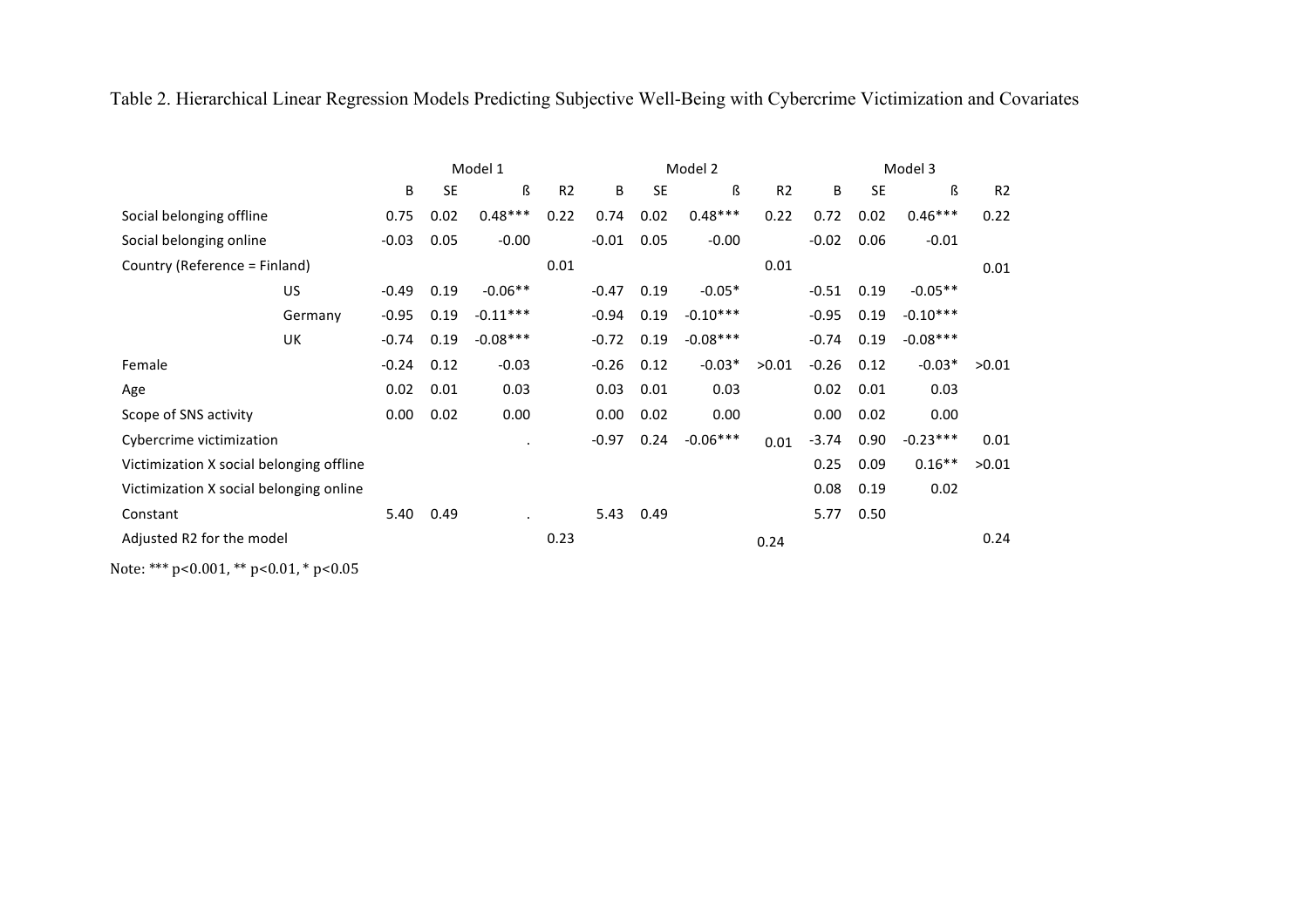Table 2. Hierarchical Linear Regression Models Predicting Subjective Well-Being with Cybercrime Victimization and Covariates

| | Model 1 | | | | Model 2 | | | | Model 3 | | | |
|---|---|---|---|---|---|---|---|---|---|---|---|---|
| | B | SE | ß | R2 | B | SE | ß | R2 | B | SE | ß | R2 |
| Social belonging offline | 0.75 | 0.02 | 0.48*** | 0.22 | 0.74 | 0.02 | 0.48*** | 0.22 | 0.72 | 0.02 | 0.46*** | 0.22 |
| Social belonging online | -0.03 | 0.05 | -0.00 | | -0.01 | 0.05 | -0.00 | | -0.02 | 0.06 | -0.01 | |
| Country (Reference = Finland) | | | | 0.01 | | | | 0.01 | | | | 0.01 |
| US | -0.49 | 0.19 | -0.06** | | -0.47 | 0.19 | -0.05* | | -0.51 | 0.19 | -0.05** | |
| Germany | -0.95 | 0.19 | -0.11*** | | -0.94 | 0.19 | -0.10*** | | -0.95 | 0.19 | -0.10*** | |
| UK | -0.74 | 0.19 | -0.08*** | | -0.72 | 0.19 | -0.08*** | | -0.74 | 0.19 | -0.08*** | |
| Female | -0.24 | 0.12 | -0.03 | | -0.26 | 0.12 | -0.03* | >0.01 | -0.26 | 0.12 | -0.03* | >0.01 |
| Age | 0.02 | 0.01 | 0.03 | | 0.03 | 0.01 | 0.03 | | 0.02 | 0.01 | 0.03 | |
| Scope of SNS activity | 0.00 | 0.02 | 0.00 | | 0.00 | 0.02 | 0.00 | | 0.00 | 0.02 | 0.00 | |
| Cybercrime victimization | | | . | | -0.97 | 0.24 | -0.06*** | 0.01 | -3.74 | 0.90 | -0.23*** | 0.01 |
| Victimization X social belonging offline | | | | | | | | | 0.25 | 0.09 | 0.16** | >0.01 |
| Victimization X social belonging online | | | | | | | | | 0.08 | 0.19 | 0.02 | |
| Constant | 5.40 | 0.49 | . | | 5.43 | 0.49 | | | 5.77 | 0.50 | | |
| Adjusted R2 for the model | | | | 0.23 | | | | 0.24 | | | | 0.24 |

Note: *** $p<0.001$, ** $p<0.01$, * $p<0.05$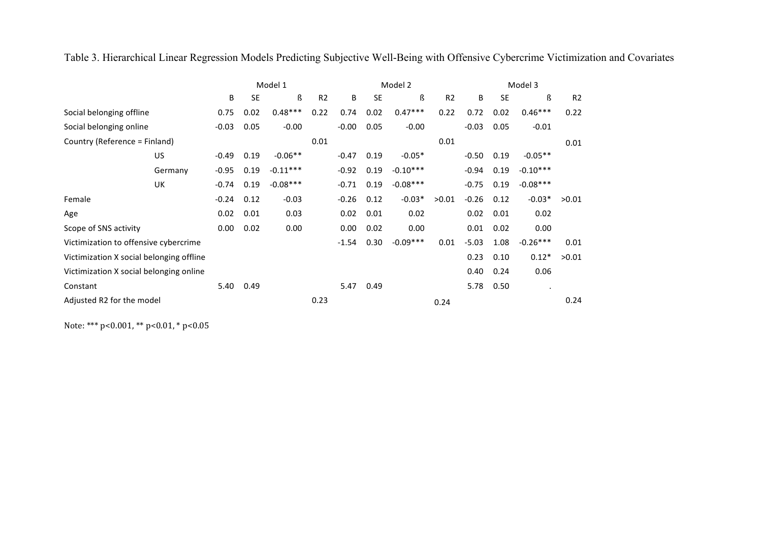Table 3. Hierarchical Linear Regression Models Predicting Subjective Well-Being with Offensive Cybercrime Victimization and Covariates

| | | Model 1 | | | | Model 2 | | | | Model 3 | | | |
|---|---|---|---|---|---|---|---|---|---|---|---|---|---|
| | | B | SE | ß | R2 | B | SE | ß | R2 | B | SE | ß | R2 |
| Social belonging offline | | 0.75 | 0.02 | 0.48*** | 0.22 | 0.74 | 0.02 | 0.47*** | 0.22 | 0.72 | 0.02 | 0.46*** | 0.22 |
| Social belonging online | | -0.03 | 0.05 | -0.00 | | -0.00 | 0.05 | -0.00 | | -0.03 | 0.05 | -0.01 | |
| Country (Reference = Finland) | | | | | 0.01 | | | | 0.01 | | | | 0.01 |
| | US | -0.49 | 0.19 | -0.06** | | -0.47 | 0.19 | -0.05* | | -0.50 | 0.19 | -0.05** | |
| | Germany | -0.95 | 0.19 | -0.11*** | | -0.92 | 0.19 | -0.10*** | | -0.94 | 0.19 | -0.10*** | |
| | UK | -0.74 | 0.19 | -0.08*** | | -0.71 | 0.19 | -0.08*** | | -0.75 | 0.19 | -0.08*** | |
| Female | | -0.24 | 0.12 | -0.03 | | -0.26 | 0.12 | -0.03* | >0.01 | -0.26 | 0.12 | -0.03* | >0.01 |
| Age | | 0.02 | 0.01 | 0.03 | | 0.02 | 0.01 | 0.02 | | 0.02 | 0.01 | 0.02 | |
| Scope of SNS activity | | 0.00 | 0.02 | 0.00 | | 0.00 | 0.02 | 0.00 | | 0.01 | 0.02 | 0.00 | |
| Victimization to offensive cybercrime | | | | | | -1.54 | 0.30 | -0.09*** | 0.01 | -5.03 | 1.08 | -0.26*** | 0.01 |
| Victimization X social belonging offline | | | | | | | | | | 0.23 | 0.10 | 0.12* | >0.01 |
| Victimization X social belonging online | | | | | | | | | | 0.40 | 0.24 | 0.06 | |
| Constant | | 5.40 | 0.49 | | | 5.47 | 0.49 | | | 5.78 | 0.50 | . | |
| Adjusted R2 for the model | | | | | 0.23 | | | | 0.24 | | | | 0.24 |

Note: *** $p<0.001$, ** $p<0.01$, * $p<0.05$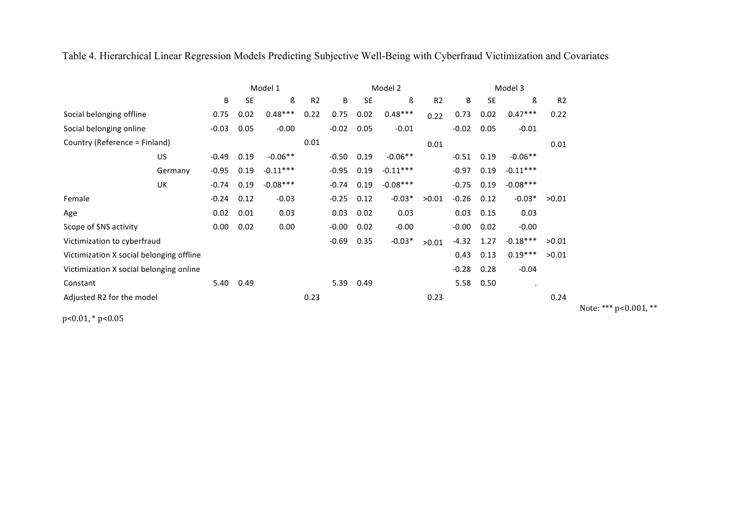Table 4. Hierarchical Linear Regression Models Predicting Subjective Well-Being with Cyberfraud Victimization and Covariates

| | | Model 1 | | | | Model 2 | | | | Model 3 | | | |
|---|---|---|---|---|---|---|---|---|---|---|---|---|---|
| | | B | SE | ß | R2 | B | SE | ß | R2 | B | SE | ß | R2 |
| Social belonging offline | | 0.75 | 0.02 | 0.48*** | 0.22 | 0.75 | 0.02 | 0.48*** | 0.22 | 0.73 | 0.02 | 0.47*** | 0.22 |
| Social belonging online | | -0.03 | 0.05 | -0.00 | | -0.02 | 0.05 | -0.01 | | -0.02 | 0.05 | -0.01 | |
| Country (Reference = Finland) | | | | | 0.01 | | | | 0.01 | | | | 0.01 |
| | US | -0.49 | 0.19 | -0.06** | | -0.50 | 0.19 | -0.06** | | -0.51 | 0.19 | -0.06** | |
| | Germany | -0.95 | 0.19 | -0.11*** | | -0.95 | 0.19 | -0.11*** | | -0.97 | 0.19 | -0.11*** | |
| | UK | -0.74 | 0.19 | -0.08*** | | -0.74 | 0.19 | -0.08*** | | -0.75 | 0.19 | -0.08*** | |
| Female | | -0.24 | 0.12 | -0.03 | | -0.25 | 0.12 | -0.03* | >0.01 | -0.26 | 0.12 | -0.03* | >0.01 |
| Age | | 0.02 | 0.01 | 0.03 | | 0.03 | 0.02 | 0.03 | | 0.03 | 0.15 | 0.03 | |
| Scope of SNS activity | | 0.00 | 0.02 | 0.00 | | -0.00 | 0.02 | -0.00 | | -0.00 | 0.02 | -0.00 | |
| Victimization to cyberfraud | | | | | | -0.69 | 0.35 | -0.03* | >0.01 | -4.32 | 1.27 | -0.18*** | >0.01 |
| Victimization X social belonging offline | | | | | | | | | | 0.43 | 0.13 | 0.19*** | >0.01 |
| Victimization X social belonging online | | | | | | | | | | -0.28 | 0.28 | -0.04 | |
| Constant | | 5.40 | 0.49 | | | 5.39 | 0.49 | | | 5.58 | 0.50 | . | |
| Adjusted R2 for the model | | | | | 0.23 | | | | 0.23 | | | | 0.24 |

Note: *** $p<0.001$, ** $p<0.01$, * $p<0.05$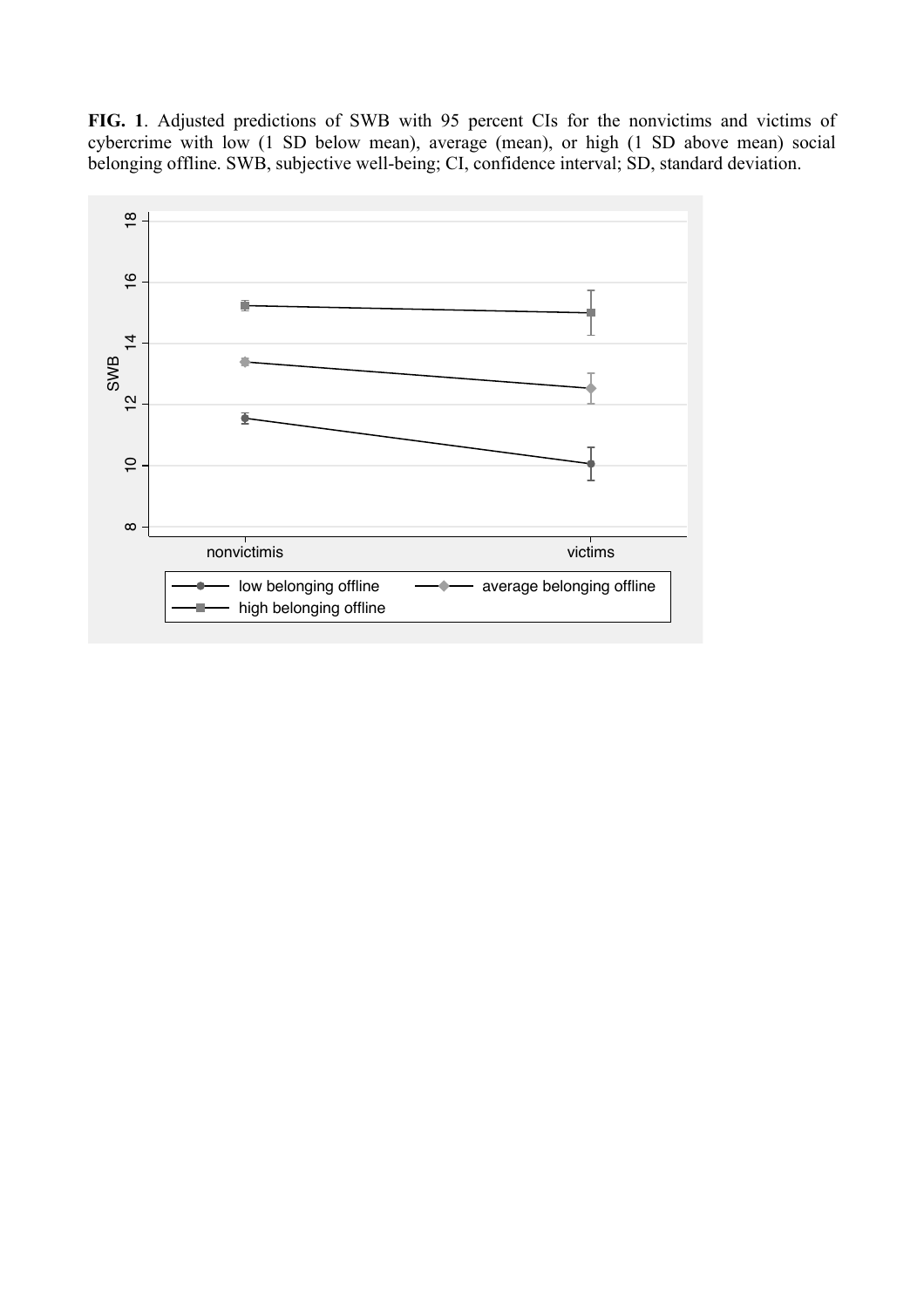**FIG. 1**. Adjusted predictions of SWB with 95 percent CIs for the nonvictims and victims of cybercrime with low (1 SD below mean), average (mean), or high (1 SD above mean) social belonging offline. SWB, subjective well-being; CI, confidence interval; SD, standard deviation.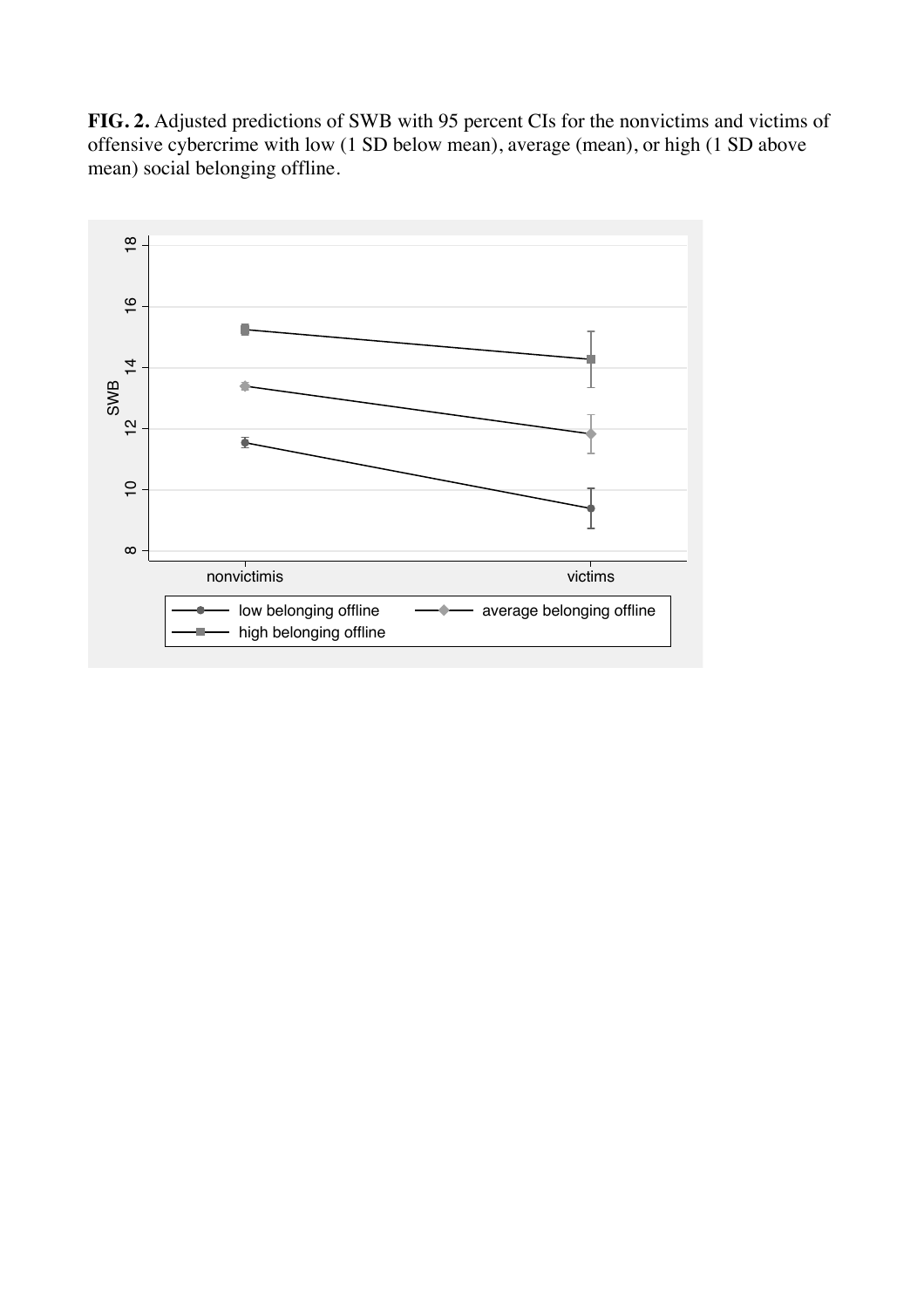**FIG. 2.** Adjusted predictions of SWB with 95 percent CIs for the nonvictims and victims of offensive cybercrime with low (1 SD below mean), average (mean), or high (1 SD above mean) social belonging offline.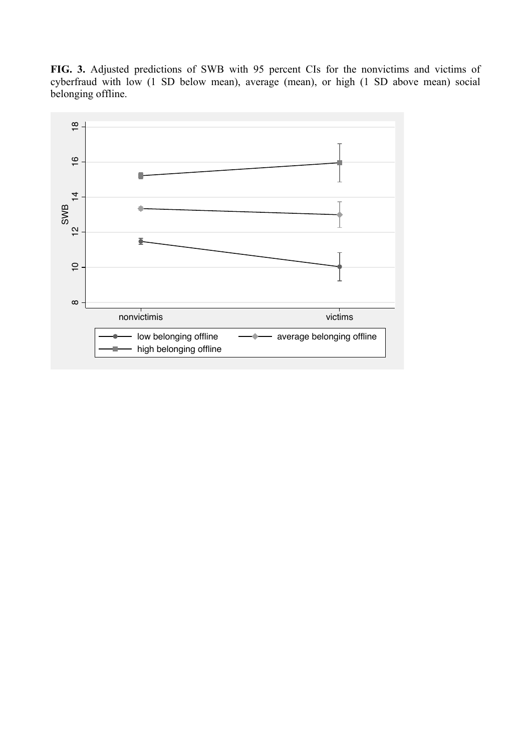**FIG. 3.** Adjusted predictions of SWB with 95 percent CIs for the nonvictims and victims of cyberfraud with low (1 SD below mean), average (mean), or high (1 SD above mean) social belonging offline.

SWB

18

16

14

12

10

8

nonvictimis

victims

low belonging offline

average belonging offline

high belonging offline